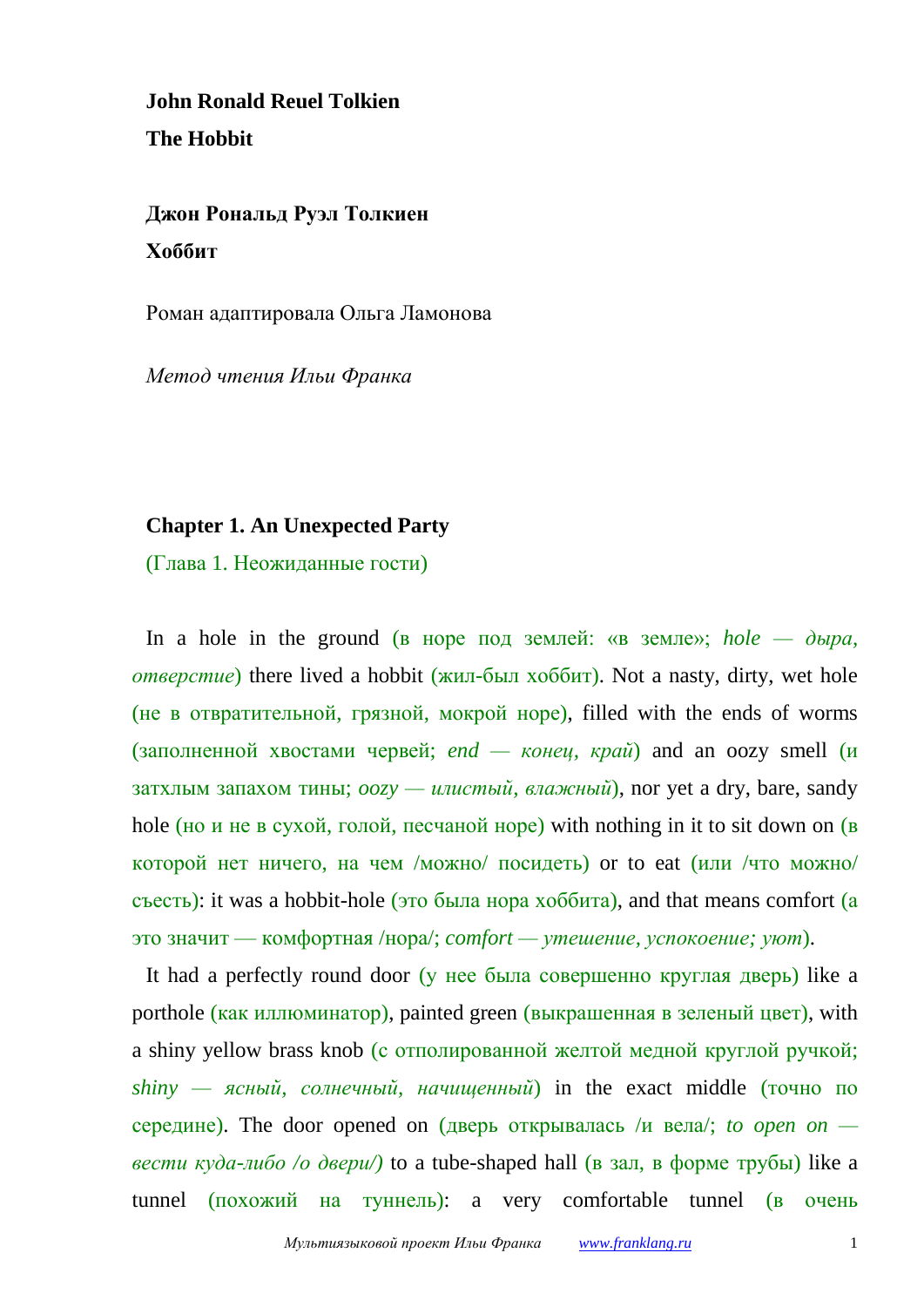**John Ronald Reuel Tolkien**

**The Hobbit**

**Джон Рональд Руэл Толкиен**

**Хоббит**

Роман адаптировала Ольга Ламонова

*Метод чтения Ильи Франка*

## Chapter 1. An Unexpected Party

(Глава 1. Неожиданные гости)

In a hole in the ground (в норе под землей: «в земле»; *hole — дыра, отверстие*) there lived a hobbit (жил-был хоббит). Not a nasty, dirty, wet hole (не в отвратительной, грязной, мокрой норе), filled with the ends of worms (заполненной хвостами червей; *end — конец, край*) and an oozy smell (и затхлым запахом тины; *oozy — илистый, влажный*), nor yet a dry, bare, sandy hole (но и не в сухой, голой, песчаной норе) with nothing in it to sit down on (в которой нет ничего, на чем /можно/ посидеть) or to eat (или /что можно/ съесть): it was a hobbit-hole (это была нора хоббита), and that means comfort (а это значит — комфортная /нора/; *comfort — утешение, успокоение; уют*).

It had a perfectly round door (у нее была совершенно круглая дверь) like a porthole (как иллюминатор), painted green (выкрашенная в зеленый цвет), with a shiny yellow brass knob (с отполированной желтой медной круглой ручкой; *shiny — ясный, солнечный, начищенный*) in the exact middle (точно по середине). The door opened on (дверь открывалась /и вела/; *to open on — вести куда-либо /о двери/*) to a tube-shaped hall (в зал, в форме трубы) like a tunnel (похожий на туннель): a very comfortable tunnel (в очень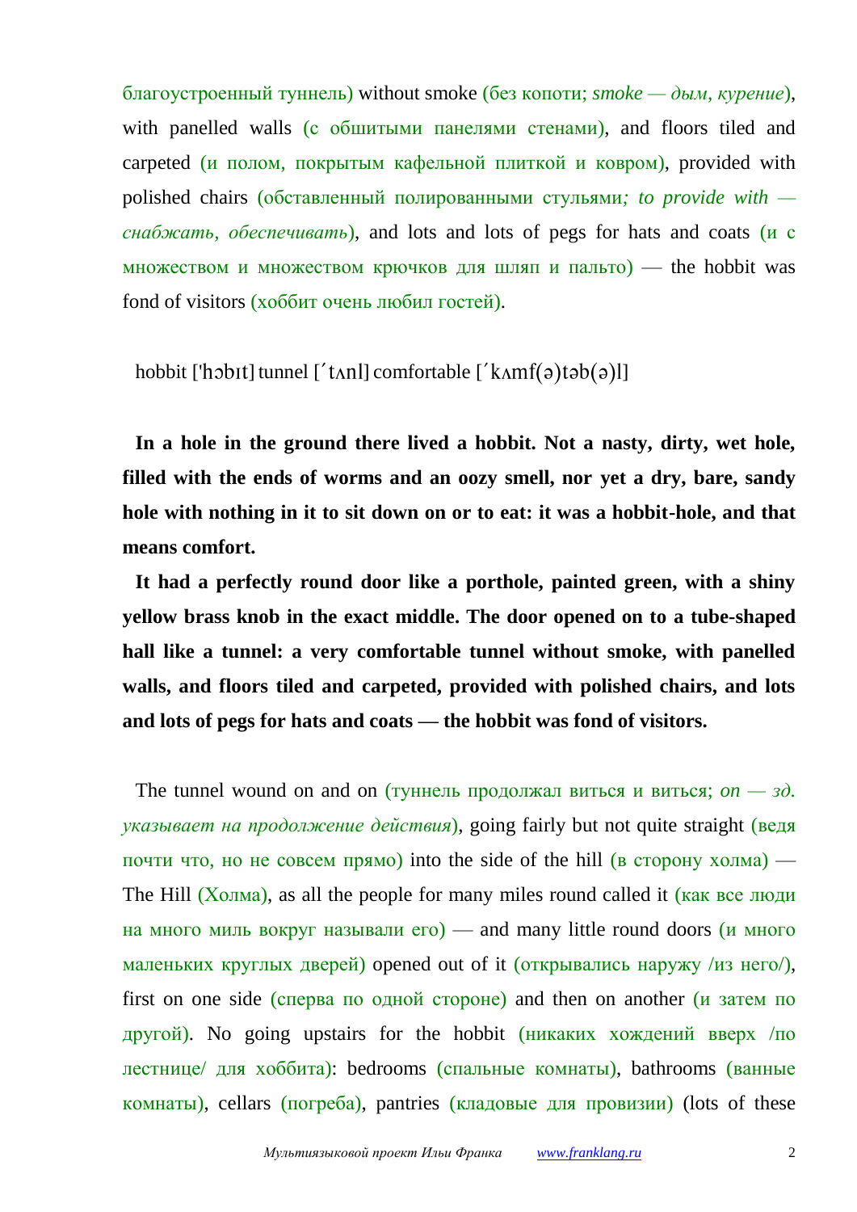благоустроенный туннель) without smoke (без копоти; *smoke — дым, курение*), with panelled walls (с обшитыми панелями стенами), and floors tiled and carpeted (и полом, покрытым кафельной плиткой и ковром), provided with polished chairs (обставленный полированными стульями*; to provide with — снабжать, обеспечивать*), and lots and lots of pegs for hats and coats (и с множеством и множеством крючков для шляп и пальто) — the hobbit was fond of visitors (хоббит очень любил гостей).

hobbit ['hɔbɪt] tunnel [ˊtʌnl] comfortable [ˊkʌmf(ə)təb(ə)l]

**In a hole in the ground there lived a hobbit. Not a nasty, dirty, wet hole, filled with the ends of worms and an oozy smell, nor yet a dry, bare, sandy hole with nothing in it to sit down on or to eat: it was a hobbit-hole, and that means comfort.**

**It had a perfectly round door like a porthole, painted green, with a shiny yellow brass knob in the exact middle. The door opened on to a tube-shaped hall like a tunnel: a very comfortable tunnel without smoke, with panelled walls, and floors tiled and carpeted, provided with polished chairs, and lots and lots of pegs for hats and coats — the hobbit was fond of visitors.**

The tunnel wound on and on (туннель продолжал виться и виться; *on — зд. указывает на продолжение действия*), going fairly but not quite straight (ведя почти что, но не совсем прямо) into the side of the hill (в сторону холма) — The Hill (Холма), as all the people for many miles round called it (как все люди на много миль вокруг называли его) — and many little round doors (и много маленьких круглых дверей) opened out of it (открывались наружу /из него/), first on one side (сперва по одной стороне) and then on another (и затем по другой). No going upstairs for the hobbit (никаких хождений вверх /по лестнице/ для хоббита): bedrooms (спальные комнаты), bathrooms (ванные комнаты), cellars (погреба), pantries (кладовые для провизии) (lots of these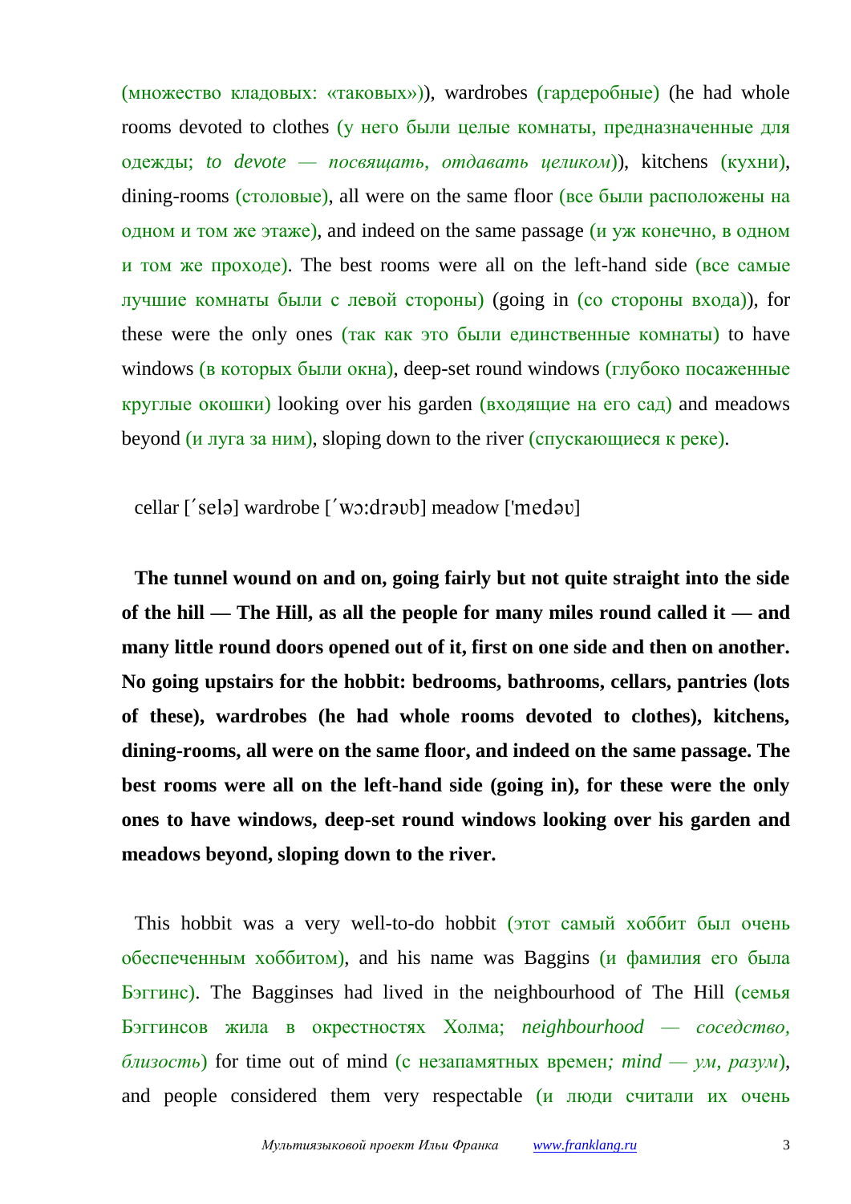(множество кладовых: «таковых»)), wardrobes (гардеробные) (he had whole rooms devoted to clothes (у него были целые комнаты, предназначенные для одежды; *to devote — посвящать, отдавать целиком*)), kitchens (кухни), dining-rooms (столовые), all were on the same floor (все были расположены на одном и том же этаже), and indeed on the same passage (и уж конечно, в одном и том же проходе). The best rooms were all on the left-hand side (все самые лучшие комнаты были с левой стороны) (going in (со стороны входа)), for these were the only ones (так как это были единственные комнаты) to have windows (в которых были окна), deep-set round windows (глубоко посаженные круглые окошки) looking over his garden (входящие на его сад) and meadows beyond (и луга за ним), sloping down to the river (спускающиеся к реке).

cellar [´selə] wardrobe [´wɔ:drəυb] meadow ['medəυ]

**The tunnel wound on and on, going fairly but not quite straight into the side of the hill — The Hill, as all the people for many miles round called it — and many little round doors opened out of it, first on one side and then on another. No going upstairs for the hobbit: bedrooms, bathrooms, cellars, pantries (lots of these), wardrobes (he had whole rooms devoted to clothes), kitchens, dining-rooms, all were on the same floor, and indeed on the same passage. The best rooms were all on the left-hand side (going in), for these were the only ones to have windows, deep-set round windows looking over his garden and meadows beyond, sloping down to the river.**

This hobbit was a very well-to-do hobbit (этот самый хоббит был очень обеспеченным хоббитом), and his name was Baggins (и фамилия его была Бэггинс). The Bagginses had lived in the neighbourhood of The Hill (семья Бэггинсов жила в окрестностях Холма; *neighbourhood — соседство, близость*) for time out of mind (с незапамятных времен*; mind — ум, разум*), and people considered them very respectable (и люди считали их очень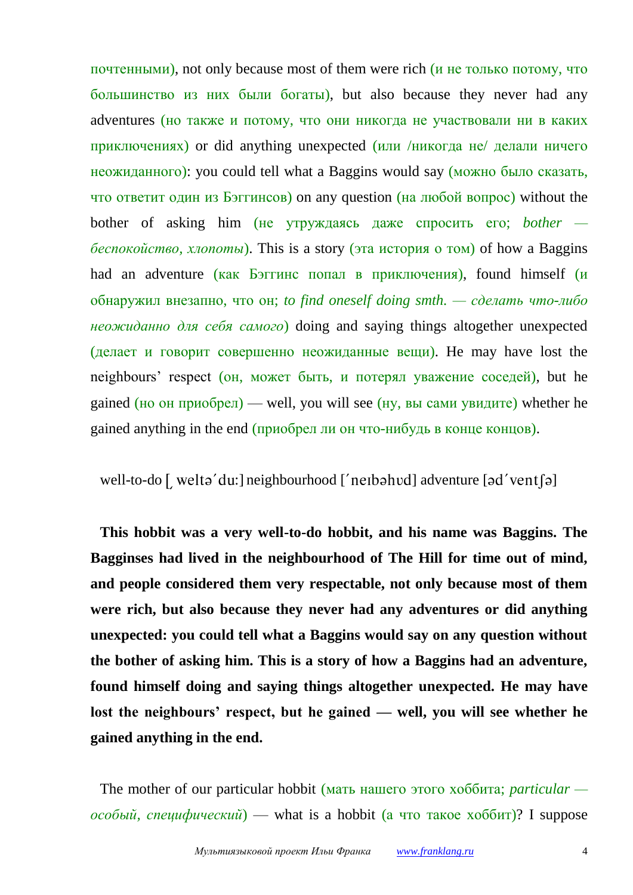почтенными), not only because most of them were rich (и не только потому, что большинство из них были богаты), but also because they never had any adventures (но также и потому, что они никогда не участвовали ни в каких приключениях) or did anything unexpected (или /никогда не/ делали ничего неожиданного): you could tell what a Baggins would say (можно было сказать, что ответит один из Бэггинсов) on any question (на любой вопрос) without the bother of asking him (не утруждаясь даже спросить его; *bother — беспокойство, хлопоты*). This is a story (эта история о том) of how a Baggins had an adventure (как Бэггинс попал в приключения), found himself (и обнаружил внезапно, что он; *to find oneself doing smth. — сделать что-либо неожиданно для себя самого*) doing and saying things altogether unexpected (делает и говорит совершенно неожиданные вещи). He may have lost the neighbours' respect (он, может быть, и потерял уважение соседей), but he gained (но он приобрел) — well, you will see (ну, вы сами увидите) whether he gained anything in the end (приобрел ли он что-нибудь в конце концов).

well-to-do [ˌweltəˈduː] neighbourhood [ˈneɪbəhʊd] adventure [ədˈventʃə]

**This hobbit was a very well-to-do hobbit, and his name was Baggins. The Bagginses had lived in the neighbourhood of The Hill for time out of mind, and people considered them very respectable, not only because most of them were rich, but also because they never had any adventures or did anything unexpected: you could tell what a Baggins would say on any question without the bother of asking him. This is a story of how a Baggins had an adventure, found himself doing and saying things altogether unexpected. He may have lost the neighbours' respect, but he gained — well, you will see whether he gained anything in the end.**

The mother of our particular hobbit (мать нашего этого хоббита; *particular — особый, специфический*) — what is a hobbit (а что такое хоббит)? I suppose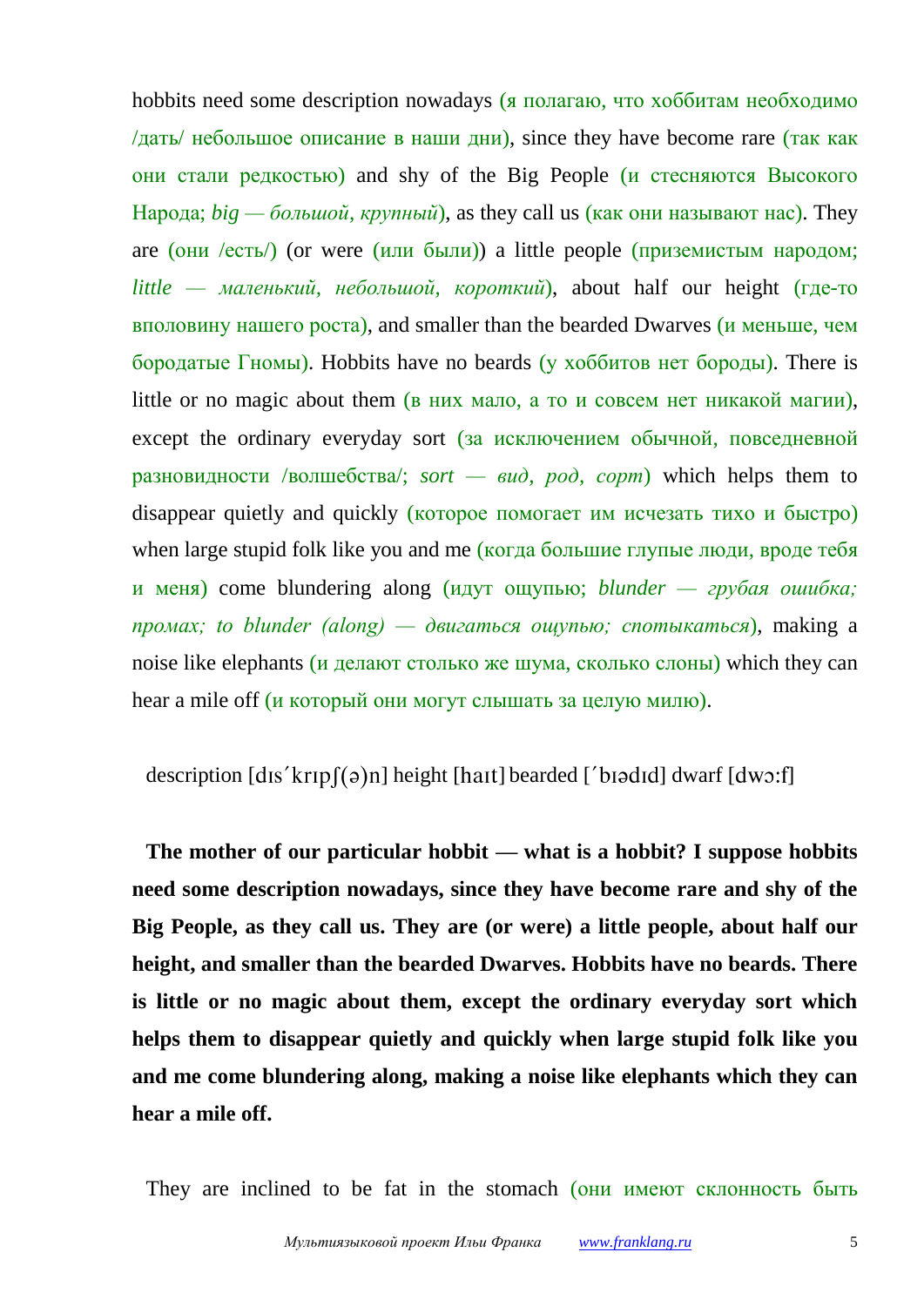hobbits need some description nowadays (я полагаю, что хоббитам необходимо /дать/ небольшое описание в наши дни), since they have become rare (так как они стали редкостью) and shy of the Big People (и стесняются Высокого Народа; *big — большой, крупный*), as they call us (как они называют нас). They are (они /есть/) (or were (или были)) a little people (приземистым народом; *little — маленький, небольшой, короткий*), about half our height (где-то вполовину нашего роста), and smaller than the bearded Dwarves (и меньше, чем бородатые Гномы). Hobbits have no beards (у хоббитов нет бороды). There is little or no magic about them (в них мало, а то и совсем нет никакой магии), except the ordinary everyday sort (за исключением обычной, повседневной разновидности /волшебства/; *sort — вид, род, сорт*) which helps them to disappear quietly and quickly (которое помогает им исчезать тихо и быстро) when large stupid folk like you and me (когда большие глупые люди, вроде тебя и меня) come blundering along (идут ощупью; *blunder — грубая ошибка; промах; to blunder (along) — двигаться ощупью; спотыкаться*), making a noise like elephants (и делают столько же шума, сколько слоны) which they can hear a mile off (и который они могут слышать за целую милю).

description [dɪs΄krɪpʃ(ə)n] height [haɪt] bearded [΄bɪədɪd] dwarf [dwɔ:f]

**The mother of our particular hobbit — what is a hobbit? I suppose hobbits need some description nowadays, since they have become rare and shy of the Big People, as they call us. They are (or were) a little people, about half our height, and smaller than the bearded Dwarves. Hobbits have no beards. There is little or no magic about them, except the ordinary everyday sort which helps them to disappear quietly and quickly when large stupid folk like you and me come blundering along, making a noise like elephants which they can hear a mile off.**

They are inclined to be fat in the stomach (они имеют склонность быть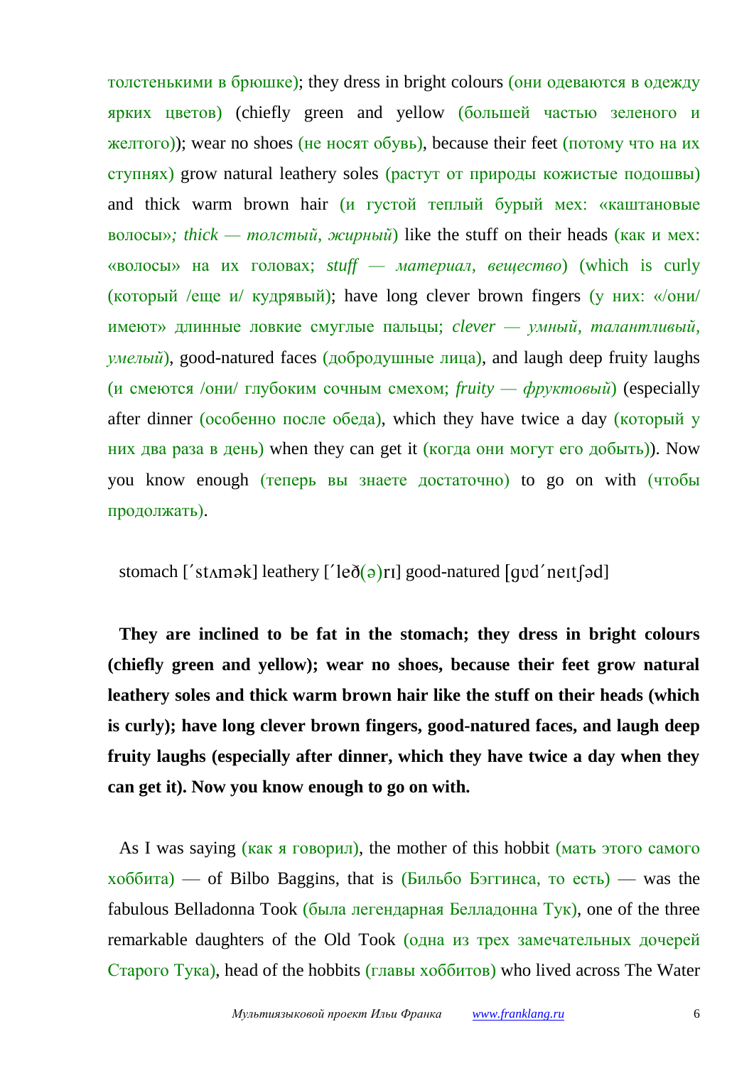толстенькими в брюшке); they dress in bright colours (они одеваются в одежду ярких цветов) (chiefly green and yellow (большей частью зеленого и желтого)); wear no shoes (не носят обувь), because their feet (потому что на их ступнях) grow natural leathery soles (растут от природы кожистые подошвы) and thick warm brown hair (и густой теплый бурый мех: «каштановые волосы»*; thick — толстый, жирный*) like the stuff on their heads (как и мех: «волосы» на их головах; *stuff — материал, вещество*) (which is curly (который /еще и/ кудрявый); have long clever brown fingers (у них: «/они/ имеют» длинные ловкие смуглые пальцы; *clever — умный, талантливый, умелый*), good-natured faces (добродушные лица), and laugh deep fruity laughs (и смеются /они/ глубоким сочным смехом; *fruity — фруктовый*) (especially after dinner (особенно после обеда), which they have twice a day (который у них два раза в день) when they can get it (когда они могут его добыть)). Now you know enough (теперь вы знаете достаточно) to go on with (чтобы продолжать).

stomach [ˊstʌmək] leathery [ˊleð(ə)rɪ] good-natured [gʊdˊneɪtʃəd]

**They are inclined to be fat in the stomach; they dress in bright colours (chiefly green and yellow); wear no shoes, because their feet grow natural leathery soles and thick warm brown hair like the stuff on their heads (which is curly); have long clever brown fingers, good-natured faces, and laugh deep fruity laughs (especially after dinner, which they have twice a day when they can get it). Now you know enough to go on with.**

As I was saying (как я говорил), the mother of this hobbit (мать этого самого хоббита) — of Bilbo Baggins, that is (Бильбо Бэггинса, то есть) — was the fabulous Belladonna Took (была легендарная Белладонна Тук), one of the three remarkable daughters of the Old Took (одна из трех замечательных дочерей Старого Тука), head of the hobbits (главы хоббитов) who lived across The Water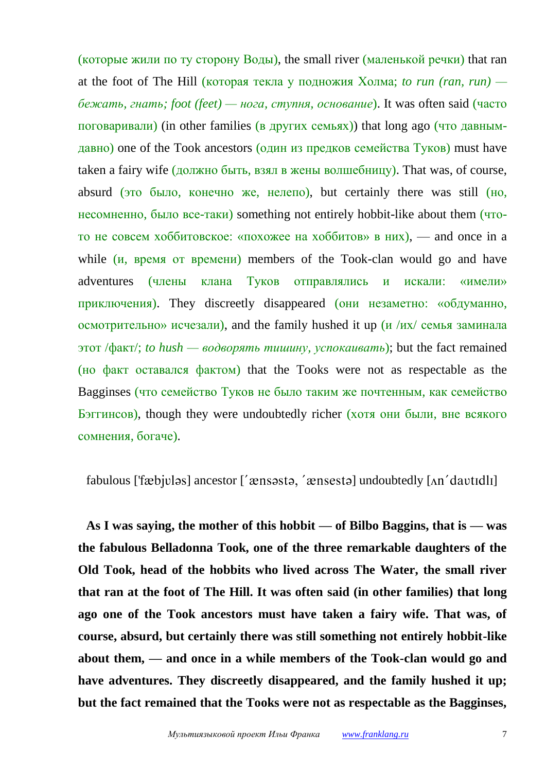(которые жили по ту сторону Воды), the small river (маленькой речки) that ran at the foot of The Hill (которая текла у подножия Холма; *to run (ran, run) — бежать, гнать; foot (feet) — нога, ступня, основание*). It was often said (часто поговаривали) (in other families (в других семьях)) that long ago (что давным-давно) one of the Took ancestors (один из предков семейства Туков) must have taken a fairy wife (должно быть, взял в жены волшебницу). That was, of course, absurd (это было, конечно же, нелепо), but certainly there was still (но, несомненно, было все-таки) something not entirely hobbit-like about them (что-то не совсем хоббитовское: «похожее на хоббитов» в них), — and once in a while (и, время от времени) members of the Took-clan would go and have adventures (члены клана Туков отправлялись и искали: «имели» приключения). They discreetly disappeared (они незаметно: «обдуманно, осмотрительно» исчезали), and the family hushed it up (и /их/ семья заминала этот /факт/; *to hush — водворять тишину, успокаивать*); but the fact remained (но факт оставался фактом) that the Tooks were not as respectable as the Bagginses (что семейство Туков не было таким же почтенным, как семейство Бэггинсов), though they were undoubtedly richer (хотя они были, вне всякого сомнения, богаче).

fabulous ['fæbjʊləs] ancestor [´ænsəstə, ´ænsestə] undoubtedly [ʌn´daʊtɪdlɪ]

**As I was saying, the mother of this hobbit — of Bilbo Baggins, that is — was the fabulous Belladonna Took, one of the three remarkable daughters of the Old Took, head of the hobbits who lived across The Water, the small river that ran at the foot of The Hill. It was often said (in other families) that long ago one of the Took ancestors must have taken a fairy wife. That was, of course, absurd, but certainly there was still something not entirely hobbit-like about them, — and once in a while members of the Took-clan would go and have adventures. They discreetly disappeared, and the family hushed it up; but the fact remained that the Tooks were not as respectable as the Bagginses,**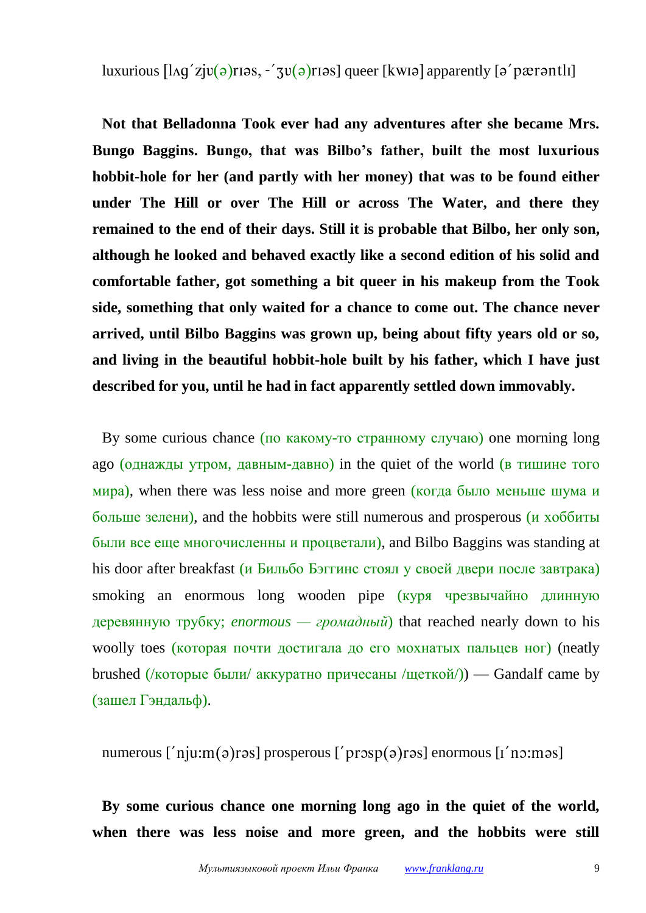luxurious [lʌgˊzjʊ(ə)rɪəs, -ˊʒʊ(ə)rɪəs] queer [kwɪə] apparently [əˊpærəntlɪ]

**Not that Belladonna Took ever had any adventures after she became Mrs. Bungo Baggins. Bungo, that was Bilbo's father, built the most luxurious hobbit-hole for her (and partly with her money) that was to be found either under The Hill or over The Hill or across The Water, and there they remained to the end of their days. Still it is probable that Bilbo, her only son, although he looked and behaved exactly like a second edition of his solid and comfortable father, got something a bit queer in his makeup from the Took side, something that only waited for a chance to come out. The chance never arrived, until Bilbo Baggins was grown up, being about fifty years old or so, and living in the beautiful hobbit-hole built by his father, which I have just described for you, until he had in fact apparently settled down immovably.**

By some curious chance (по какому-то странному случаю) one morning long ago (однажды утром, давным-давно) in the quiet of the world (в тишине того мира), when there was less noise and more green (когда было меньше шума и больше зелени), and the hobbits were still numerous and prosperous (и хоббиты были все еще многочисленны и процветали), and Bilbo Baggins was standing at his door after breakfast (и Бильбо Бэггинс стоял у своей двери после завтрака) smoking an enormous long wooden pipe (куря чрезвычайно длинную деревянную трубку; *enormous — громадный*) that reached nearly down to his woolly toes (которая почти достигала до его мохнатых пальцев ног) (neatly brushed (/которые были/ аккуратно причесаны /щеткой/)) — Gandalf came by (зашел Гэндальф).

numerous [ˊnju:m(ə)rəs] prosperous [ˊprɔsp(ə)rəs] enormous [ɪˊnɔ:məs]

**By some curious chance one morning long ago in the quiet of the world, when there was less noise and more green, and the hobbits were still**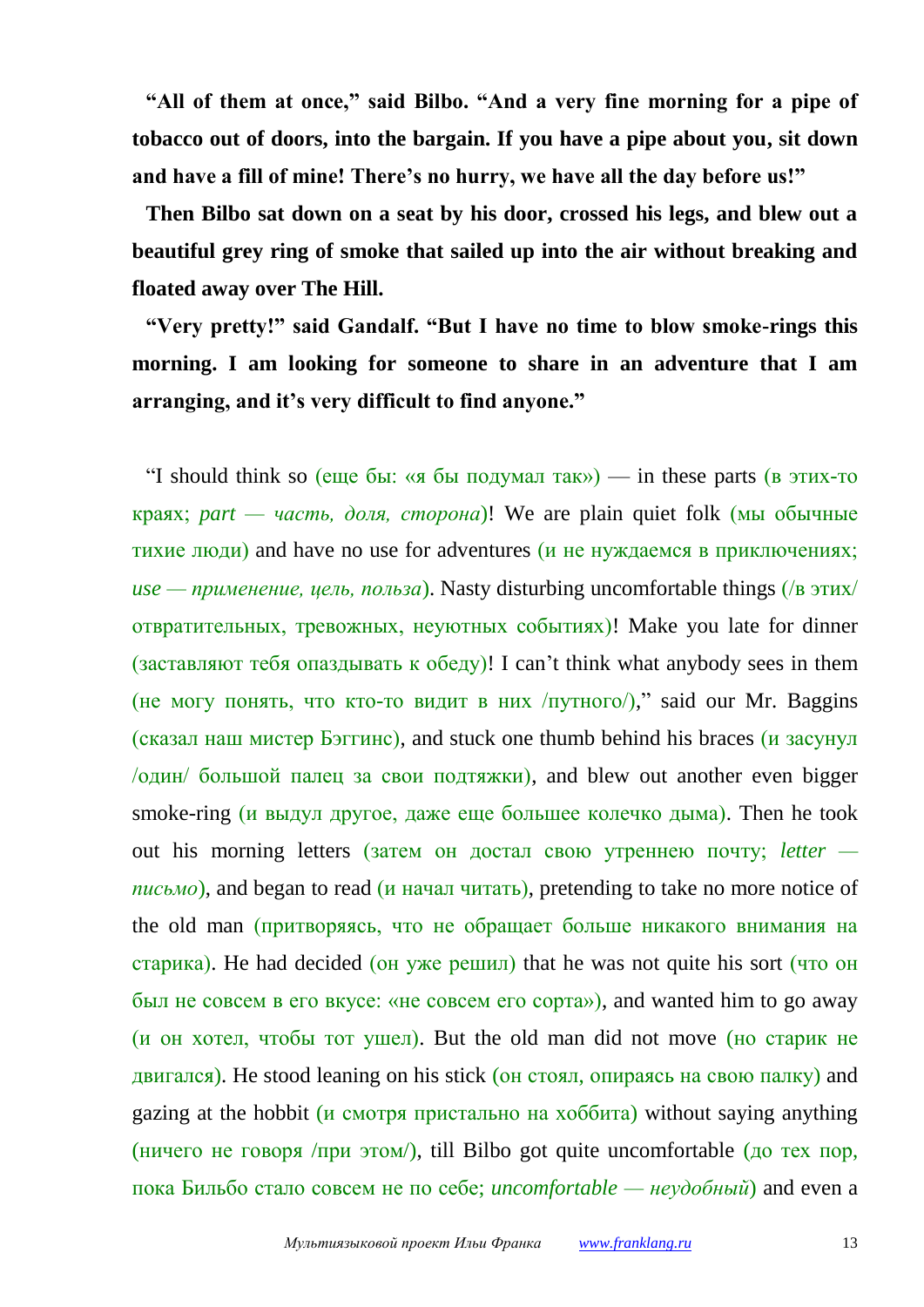**“All of them at once,” said Bilbo. “And a very fine morning for a pipe of tobacco out of doors, into the bargain. If you have a pipe about you, sit down and have a fill of mine! There’s no hurry, we have all the day before us!”**

**Then Bilbo sat down on a seat by his door, crossed his legs, and blew out a beautiful grey ring of smoke that sailed up into the air without breaking and floated away over The Hill.**

**“Very pretty!” said Gandalf. “But I have no time to blow smoke-rings this morning. I am looking for someone to share in an adventure that I am arranging, and it’s very difficult to find anyone.”**

“I should think so (еще бы: «я бы подумал так») — in these parts (в этих-то краях; *part — часть, доля, сторона*)! We are plain quiet folk (мы обычные тихие люди) and have no use for adventures (и не нуждаемся в приключениях; *use — применение, цель, польза*). Nasty disturbing uncomfortable things (/в этих/ отвратительных, тревожных, неуютных событиях)! Make you late for dinner (заставляют тебя опаздывать к обеду)! I can’t think what anybody sees in them (не могу понять, что кто-то видит в них /путного/),” said our Mr. Baggins (сказал наш мистер Бэггинс), and stuck one thumb behind his braces (и засунул /один/ большой палец за свои подтяжки), and blew out another even bigger smoke-ring (и выдул другое, даже еще большее колечко дыма). Then he took out his morning letters (затем он достал свою утреннюю почту; *letter — письмо*), and began to read (и начал читать), pretending to take no more notice of the old man (притворяясь, что не обращает больше никакого внимания на старика). He had decided (он уже решил) that he was not quite his sort (что он был не совсем в его вкусе: «не совсем его сорта»), and wanted him to go away (и он хотел, чтобы тот ушел). But the old man did not move (но старик не двигался). He stood leaning on his stick (он стоял, опираясь на свою палку) and gazing at the hobbit (и смотря пристально на хоббита) without saying anything (ничего не говоря /при этом/), till Bilbo got quite uncomfortable (до тех пор, пока Бильбо стало совсем не по себе; *uncomfortable — неудобный*) and even a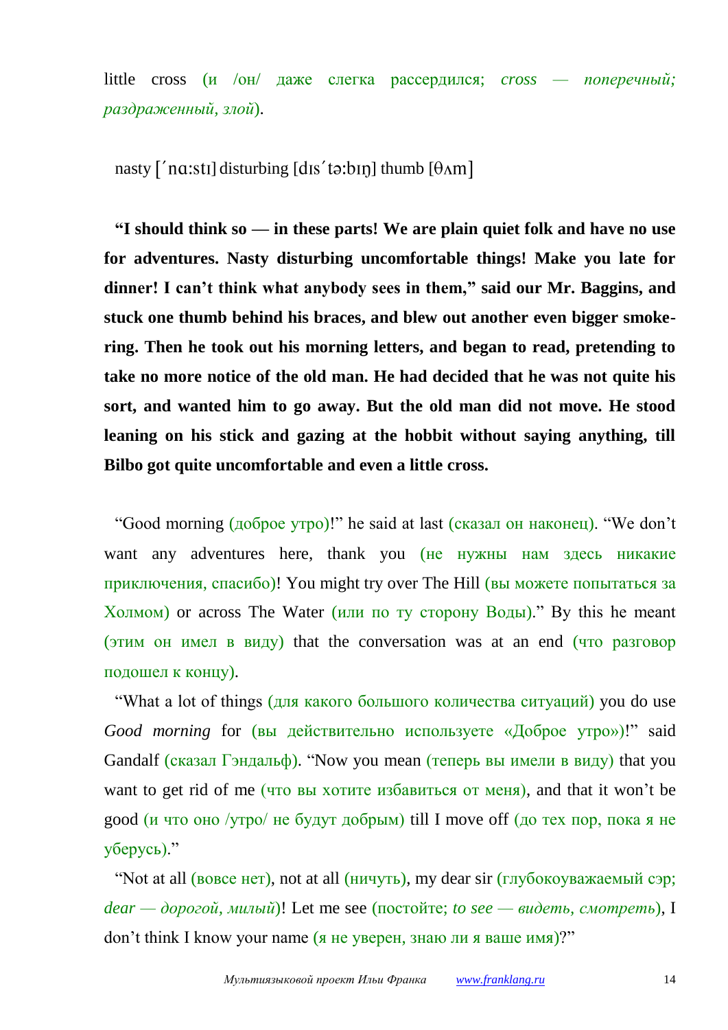little cross (и /он/ даже слегка рассердился; *cross — поперечный; раздраженный, злой*).

nasty [ˈnɑːstɪ] disturbing [dɪsˈtəːbɪŋ] thumb [θʌm]

**“I should think so — in these parts! We are plain quiet folk and have no use for adventures. Nasty disturbing uncomfortable things! Make you late for dinner! I can’t think what anybody sees in them,” said our Mr. Baggins, and stuck one thumb behind his braces, and blew out another even bigger smoke-ring. Then he took out his morning letters, and began to read, pretending to take no more notice of the old man. He had decided that he was not quite his sort, and wanted him to go away. But the old man did not move. He stood leaning on his stick and gazing at the hobbit without saying anything, till Bilbo got quite uncomfortable and even a little cross.**

“Good morning (доброе утро)!” he said at last (сказал он наконец). “We don’t want any adventures here, thank you (не нужны нам здесь никакие приключения, спасибо)! You might try over The Hill (вы можете попытаться за Холмом) or across The Water (или по ту сторону Воды).” By this he meant (этим он имел в виду) that the conversation was at an end (что разговор подошел к концу).

“What a lot of things (для какого большого количества ситуаций) you do use *Good morning* for (вы действительно используете «Доброе утро»)!” said Gandalf (сказал Гэндальф). “Now you mean (теперь вы имели в виду) that you want to get rid of me (что вы хотите избавиться от меня), and that it won’t be good (и что оно /утро/ не будут добрым) till I move off (до тех пор, пока я не уберусь).”

“Not at all (вовсе нет), not at all (ничуть), my dear sir (глубокоуважаемый сэр; *dear — дорогой, милый*)! Let me see (постойте; *to see — видеть, смотреть*), I don’t think I know your name (я не уверен, знаю ли я ваше имя)?”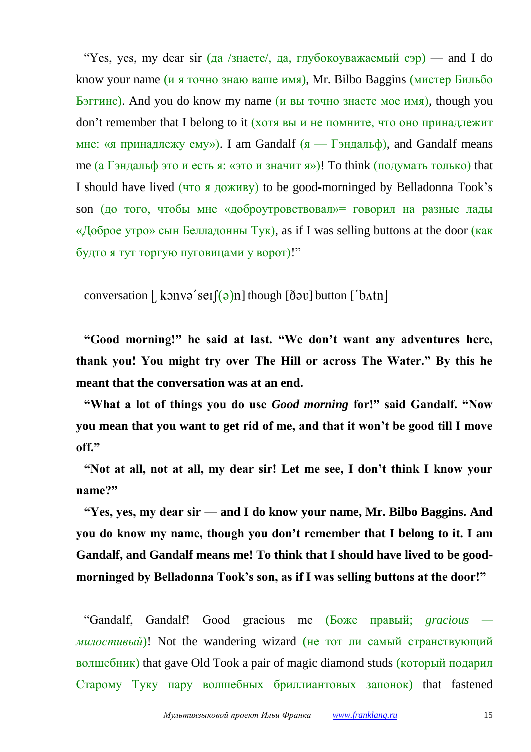"Yes, yes, my dear sir (да /знаете/, да, глубокоуважаемый сэр) — and I do know your name (и я точно знаю ваше имя), Mr. Bilbo Baggins (мистер Бильбо Бэггинс). And you do know my name (и вы точно знаете мое имя), though you don't remember that I belong to it (хотя вы и не помните, что оно принадлежит мне: «я принадлежу ему»). I am Gandalf (я — Гэндальф), and Gandalf means me (а Гэндальф это и есть я: «это и значит я»)! To think (подумать только) that I should have lived (что я доживу) to be good-morninged by Belladonna Took's son (до того, чтобы мне «доброутровствовал»= говорил на разные лады «Доброе утро» сын Белладонны Тук), as if I was selling buttons at the door (как будто я тут торгую пуговицами у ворот)!"

conversation [ˌkɔnvəˈseɪʃ(ə)n] though [ðəʊ] button [ˈbʌtn]

**"Good morning!" he said at last. "We don't want any adventures here, thank you! You might try over The Hill or across The Water." By this he meant that the conversation was at an end.**

**"What a lot of things you do use *Good morning* for!" said Gandalf. "Now you mean that you want to get rid of me, and that it won't be good till I move off."**

**"Not at all, not at all, my dear sir! Let me see, I don't think I know your name?"**

**"Yes, yes, my dear sir — and I do know your name, Mr. Bilbo Baggins. And you do know my name, though you don't remember that I belong to it. I am Gandalf, and Gandalf means me! To think that I should have lived to be good-morninged by Belladonna Took's son, as if I was selling buttons at the door!"**

"Gandalf, Gandalf! Good gracious me (Боже правый; *gracious — милостивый*)! Not the wandering wizard (не тот ли самый странствующий волшебник) that gave Old Took a pair of magic diamond studs (который подарил Старому Туку пару волшебных бриллиантовых запонок) that fastened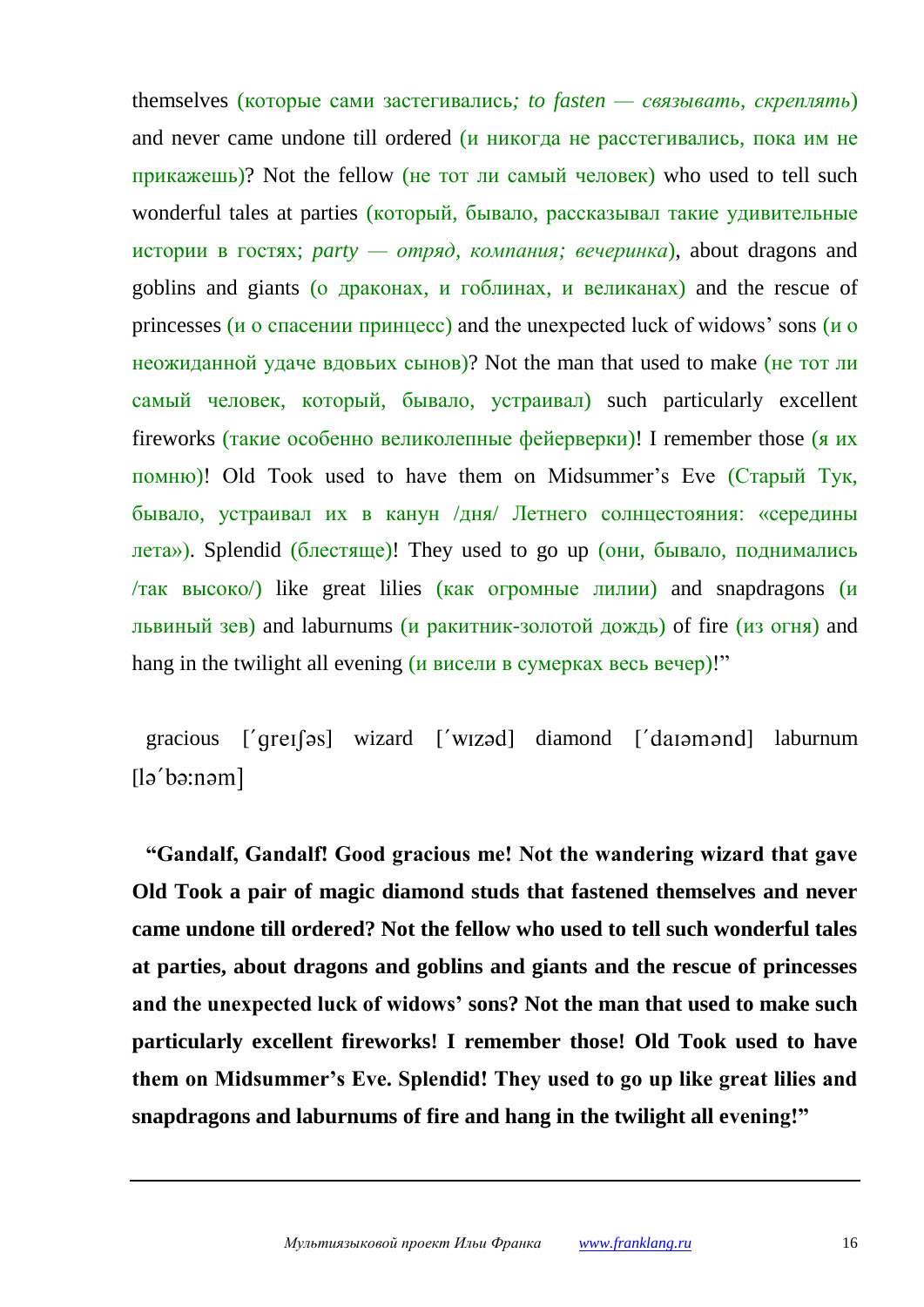themselves (которые сами застегивались*; to fasten — связывать, скреплять*) and never came undone till ordered (и никогда не расстегивались, пока им не прикажешь)? Not the fellow (не тот ли самый человек) who used to tell such wonderful tales at parties (который, бывало, рассказывал такие удивительные истории в гостях; *party — отряд, компания; вечеринка*), about dragons and goblins and giants (о драконах, и гоблинах, и великанах) and the rescue of princesses (и о спасении принцесс) and the unexpected luck of widows' sons (и о неожиданной удаче вдовьих сынов)? Not the man that used to make (не тот ли самый человек, который, бывало, устраивал) such particularly excellent fireworks (такие особенно великолепные фейерверки)! I remember those (я их помню)! Old Took used to have them on Midsummer's Eve (Старый Тук, бывало, устраивал их в канун /дня/ Летнего солнцестояния: «середины лета»). Splendid (блестяще)! They used to go up (они, бывало, поднимались /так высоко/) like great lilies (как огромные лилии) and snapdragons (и львиный зев) and laburnums (и ракитник-золотой дождь) of fire (из огня) and hang in the twilight all evening (и висели в сумерках весь вечер)!"

gracious [ˊgreɪʃəs] wizard [ˊwɪzəd] diamond [ˊdaɪəmənd] laburnum [ləˊbə:nəm]

**"Gandalf, Gandalf! Good gracious me! Not the wandering wizard that gave Old Took a pair of magic diamond studs that fastened themselves and never came undone till ordered? Not the fellow who used to tell such wonderful tales at parties, about dragons and goblins and giants and the rescue of princesses and the unexpected luck of widows' sons? Not the man that used to make such particularly excellent fireworks! I remember those! Old Took used to have them on Midsummer's Eve. Splendid! They used to go up like great lilies and snapdragons and laburnums of fire and hang in the twilight all evening!"**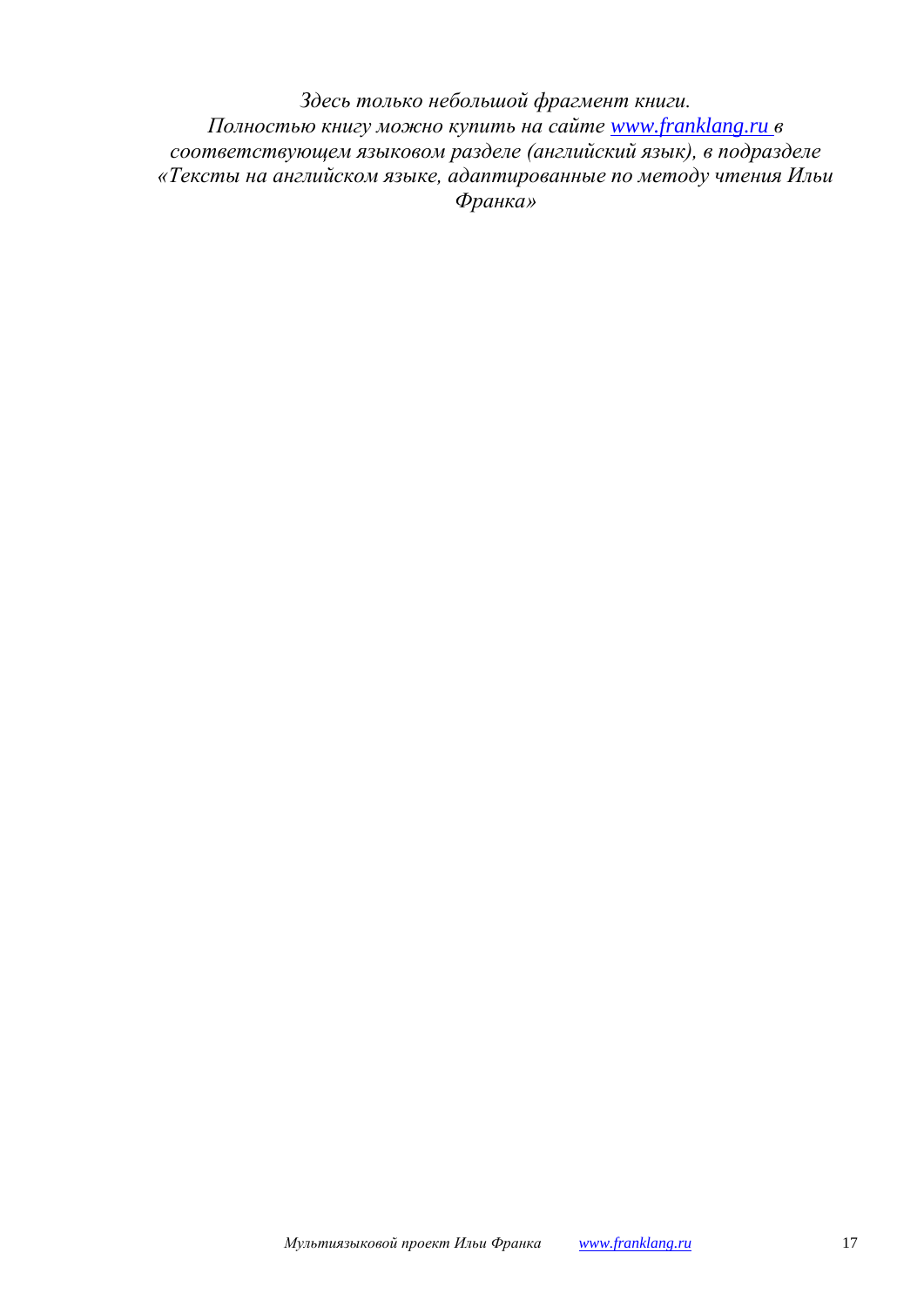*Здесь только небольшой фрагмент книги.*
*Полностью книгу можно купить на сайте [www.franklang.ru](http://www.franklang.ru) в соответствующем языковом разделе (английский язык), в подразделе «Тексты на английском языке, адаптированные по методу чтения Ильи Франка»*